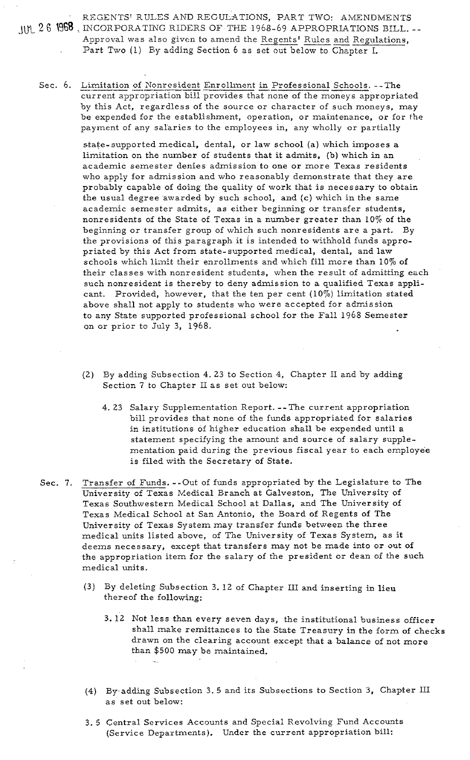JUL 26 1968 REGENTS' RULES AND REGULATIONS, PART TWO: AMENDMENTS INCORPORATING RIDERS OF THE 1968-69 APPROPRIATIONS BILL. --Approval was also given to amend the Regents' Rules and Regulations, Part Two (1) By adding Section 6 as set out below to Chapter I.

Sec. 6. Limitation of Nonresident Enrollment in Professional Schools. --The current appropriation bill provides that none of the moneys appropriated by this Act, regardless of the source or character of such moneys, may be expended for the establishment, operation, or maintenance, or for the payment of any salaries to the employees in, any wholly or partially state-supported medical, dental, or law school (a) which imposes a limitation on the number of students that it admits, (b) which in an academic semester denies admission to one or more Texas residents who apply for admission and who reasonably demonstrate that they are probably capable of doing the quality of work that is necessary to obtain the usual degree awarded by such school, and (c) which in the same academic semester admits, as either beginning or transfer students, nonresidents of the State of Texas in a number greater than 10% of the beginning or transfer group of which such nonresidents are a part. By the provisions of this paragraph it is intended to withhold funds appropriated by this Act from state-supported medical, dental, and law schools which limit their enrollments and which fill more than 10% of their classes with nonresident students, when the result of admitting each such nonresident is thereby to deny admission to a qualified Texas applicant. Provided, however, that the ten per cent (10%) limitation stated above shall not apply to students who were accepted for admission to any State supported professional school for the Fall 1968 Semester on or prior to July 3, 1968.

(2) By adding Subsection 4.23 to Section 4, Chapter II and by adding Section 7 to Chapter II as set out below:

4.23 Salary Supplementation Report. --The current appropriation bill provides that none of the funds appropriated for salaries in institutions of higher education shall be expended until a statement specifying the amount and source of salary supplementation paid during the previous fiscal year to each employee is filed with the Secretary of State.

Sec. 7. Transfer of Funds. --Out of funds appropriated by the Legislature to The University of Texas Medical Branch at Galveston, The University of Texas Southwestern Medical School at Dallas, and The University of Texas Medical School at San Antonio, the Board of Regents of The University of Texas System may transfer funds between the three medical units listed above, of The University of Texas System, as it deems necessary, except that transfers may not be made into or out of the appropriation item for the salary of the president or dean of the such medical units.

(3) By deleting Subsection 3.12 of Chapter III and inserting in lieu thereof the following:

3.12 Not less than every seven days, the institutional business officer shall make remittances to the State Treasury in the form of checks drawn on the clearing account except that a balance of not more than $500 may be maintained.

(4) By adding Subsection 3.5 and its Subsections to Section 3, Chapter III as set out below:

3.5 Central Services Accounts and Special Revolving Fund Accounts (Service Departments). Under the current appropriation bill: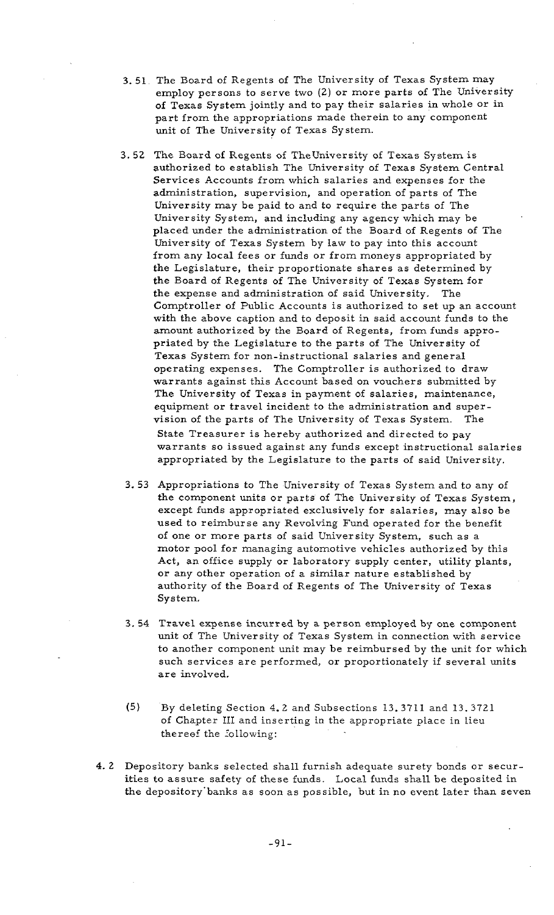3.51 The Board of Regents of The University of Texas System may employ persons to serve two (2) or more parts of The University of Texas System jointly and to pay their salaries in whole or in part from the appropriations made therein to any component unit of The University of Texas System.

3.52 The Board of Regents of TheUniversity of Texas System is authorized to establish The University of Texas System Central Services Accounts from which salaries and expenses for the administration, supervision, and operation of parts of The University may be paid to and to require the parts of The University System, and including any agency which may be placed under the administration of the Board of Regents of The University of Texas System by law to pay into this account from any local fees or funds or from moneys appropriated by the Legislature, their proportionate shares as determined by the Board of Regents of The University of Texas System for the expense and administration of said University. The Comptroller of Public Accounts is authorized to set up an account with the above caption and to deposit in said account funds to the amount authorized by the Board of Regents, from funds appropriated by the Legislature to the parts of The University of Texas System for non-instructional salaries and general operating expenses. The Comptroller is authorized to draw warrants against this Account based on vouchers submitted by The University of Texas in payment of salaries, maintenance, equipment or travel incident to the administration and supervision of the parts of The University of Texas System. The State Treasurer is hereby authorized and directed to pay warrants so issued against any funds except instructional salaries appropriated by the Legislature to the parts of said University.

3.53 Appropriations to The University of Texas System and to any of the component units or parts of The University of Texas System, except funds appropriated exclusively for salaries, may also be used to reimburse any Revolving Fund operated for the benefit of one or more parts of said University System, such as a motor pool for managing automotive vehicles authorized by this Act, an office supply or laboratory supply center, utility plants, or any other operation of a similar nature established by authority of the Board of Regents of The University of Texas System.

3.54 Travel expense incurred by a person employed by one component unit of The University of Texas System in connection with service to another component unit may be reimbursed by the unit for which such services are performed, or proportionately if several units are involved.

(5) By deleting Section 4.2 and Subsections 13.3711 and 13.3721 of Chapter III and inserting in the appropriate place in lieu thereof the following:

4.2 Depository banks selected shall furnish adequate surety bonds or securities to assure safety of these funds. Local funds shall be deposited in the depository banks as soon as possible, but in no event later than seven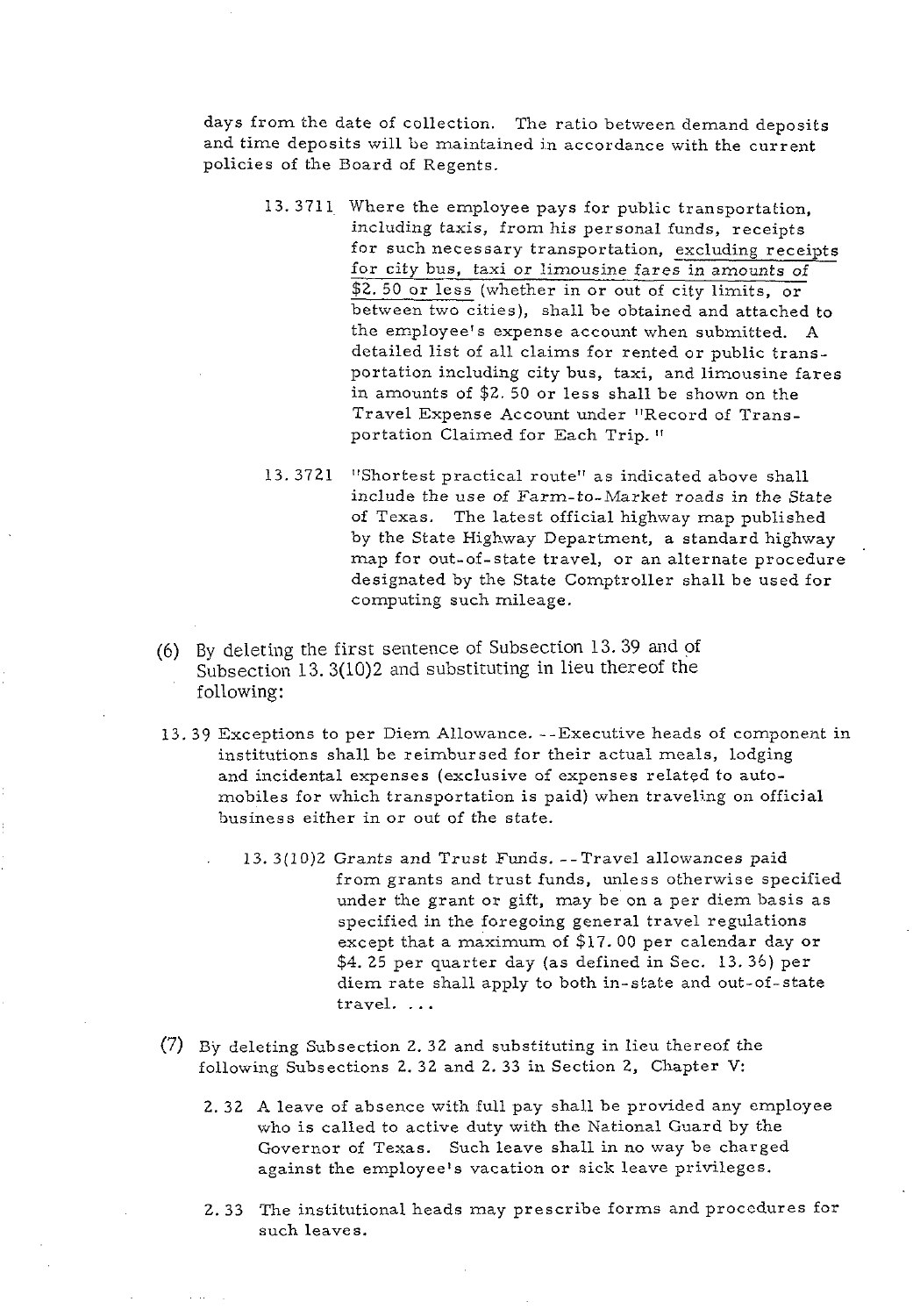days from the date of collection. The ratio between demand deposits and time deposits will be maintained in accordance with the current policies of the Board of Regents.

> 13.3711 Where the employee pays for public transportation, including taxis, from his personal funds, receipts for such necessary transportation, <u>excluding receipts for city bus, taxi or limousine fares in amounts of $2.50 or less</u> (whether in or out of city limits, or between two cities), shall be obtained and attached to the employee's expense account when submitted. A detailed list of all claims for rented or public transportation including city bus, taxi, and limousine fares in amounts of $2.50 or less shall be shown on the Travel Expense Account under "Record of Transportation Claimed for Each Trip."
>
> 13.3721 "Shortest practical route" as indicated above shall include the use of Farm-to-Market roads in the State of Texas. The latest official highway map published by the State Highway Department, a standard highway map for out-of-state travel, or an alternate procedure designated by the State Comptroller shall be used for computing such mileage.

(6) By deleting the first sentence of Subsection 13.39 and of Subsection 13.3(10)2 and substituting in lieu thereof the following:

13.39 Exceptions to per Diem Allowance. --Executive heads of component in institutions shall be reimbursed for their actual meals, lodging and incidental expenses (exclusive of expenses related to automobiles for which transportation is paid) when traveling on official business either in or out of the state.

> 13.3(10)2 Grants and Trust Funds. --Travel allowances paid from grants and trust funds, unless otherwise specified under the grant or gift, may be on a per diem basis as specified in the foregoing general travel regulations except that a maximum of $17.00 per calendar day or $4.25 per quarter day (as defined in Sec. 13.36) per diem rate shall apply to both in-state and out-of-state travel. . . .

(7) By deleting Subsection 2.32 and substituting in lieu thereof the following Subsections 2.32 and 2.33 in Section 2, Chapter V:

> 2.32 A leave of absence with full pay shall be provided any employee who is called to active duty with the National Guard by the Governor of Texas. Such leave shall in no way be charged against the employee's vacation or sick leave privileges.
>
> 2.33 The institutional heads may prescribe forms and procedures for such leaves.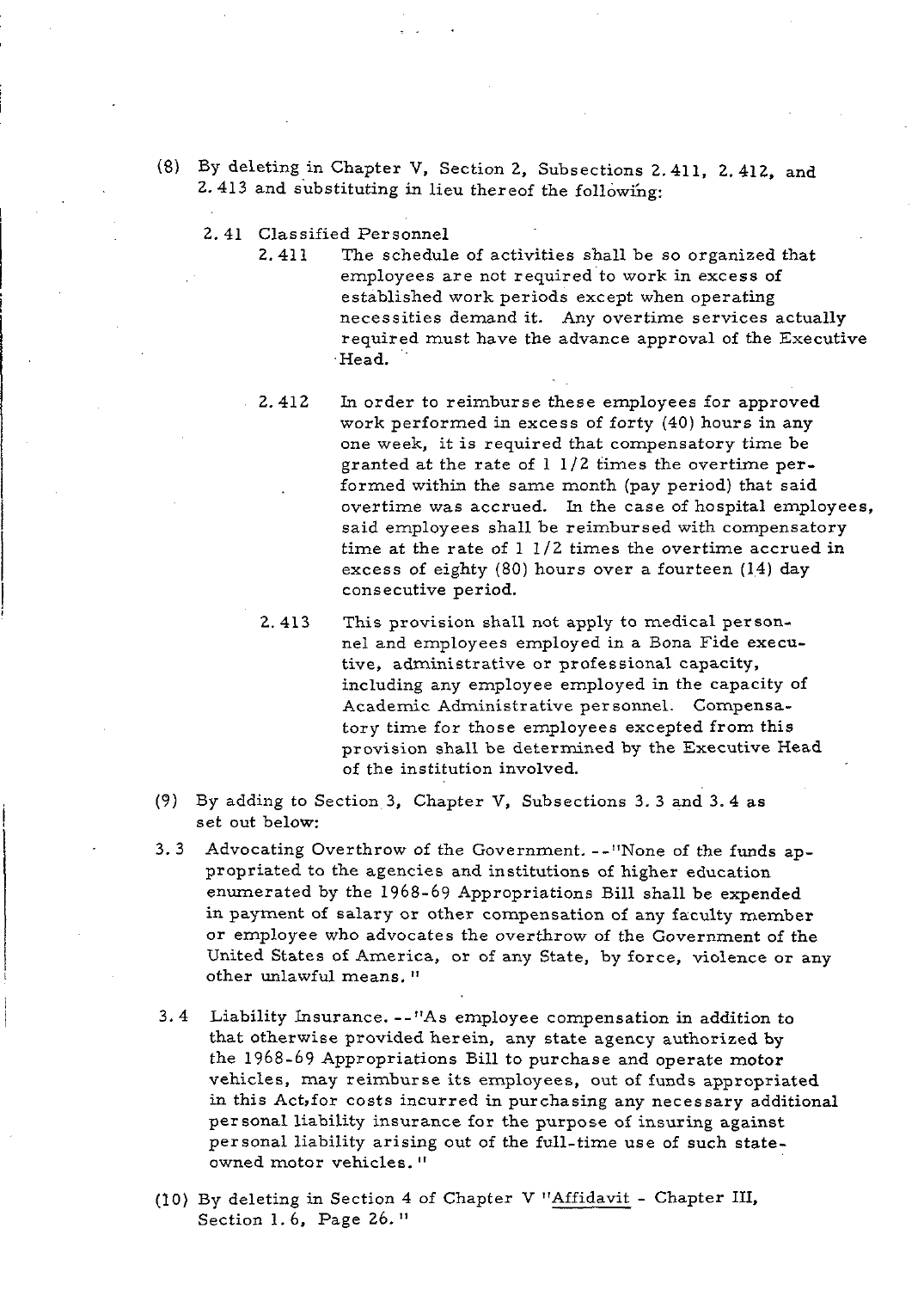(8) By deleting in Chapter V, Section 2, Subsections 2.411, 2.412, and 2.413 and substituting in lieu thereof the following:

2.41 Classified Personnel

2.411 The schedule of activities shall be so organized that employees are not required to work in excess of established work periods except when operating necessities demand it. Any overtime services actually required must have the advance approval of the Executive Head.

2.412 In order to reimburse these employees for approved work performed in excess of forty (40) hours in any one week, it is required that compensatory time be granted at the rate of 1 1/2 times the overtime performed within the same month (pay period) that said overtime was accrued. In the case of hospital employees, said employees shall be reimbursed with compensatory time at the rate of 1 1/2 times the overtime accrued in excess of eighty (80) hours over a fourteen (14) day consecutive period.

2.413 This provision shall not apply to medical personnel and employees employed in a Bona Fide executive, administrative or professional capacity, including any employee employed in the capacity of Academic Administrative personnel. Compensatory time for those employees excepted from this provision shall be determined by the Executive Head of the institution involved.

(9) By adding to Section 3, Chapter V, Subsections 3.3 and 3.4 as set out below:

3.3 Advocating Overthrow of the Government. --"None of the funds appropriated to the agencies and institutions of higher education enumerated by the 1968-69 Appropriations Bill shall be expended in payment of salary or other compensation of any faculty member or employee who advocates the overthrow of the Government of the United States of America, or of any State, by force, violence or any other unlawful means."

3.4 Liability Insurance. --"As employee compensation in addition to that otherwise provided herein, any state agency authorized by the 1968-69 Appropriations Bill to purchase and operate motor vehicles, may reimburse its employees, out of funds appropriated in this Act,for costs incurred in purchasing any necessary additional personal liability insurance for the purpose of insuring against personal liability arising out of the full-time use of such state-owned motor vehicles."

(10) By deleting in Section 4 of Chapter V "Affidavit - Chapter III, Section 1.6, Page 26."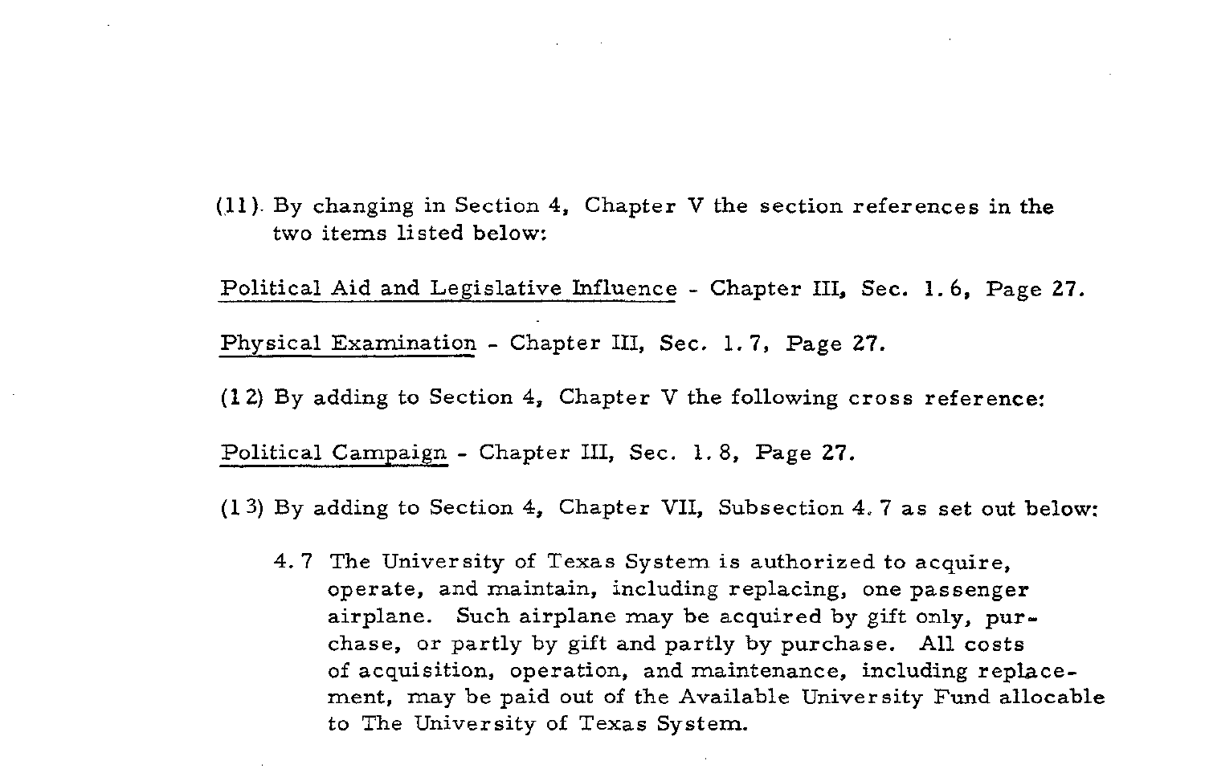(11) By changing in Section 4, Chapter V the section references in the two items listed below:

Political Aid and Legislative Influence - Chapter III, Sec. 1.6, Page 27.

Physical Examination - Chapter III, Sec. 1.7, Page 27.

(12) By adding to Section 4, Chapter V the following cross reference:

Political Campaign - Chapter III, Sec. 1.8, Page 27.

(13) By adding to Section 4, Chapter VII, Subsection 4.7 as set out below:

> 4.7 The University of Texas System is authorized to acquire, operate, and maintain, including replacing, one passenger airplane. Such airplane may be acquired by gift only, purchase, or partly by gift and partly by purchase. All costs of acquisition, operation, and maintenance, including replacement, may be paid out of the Available University Fund allocable to The University of Texas System.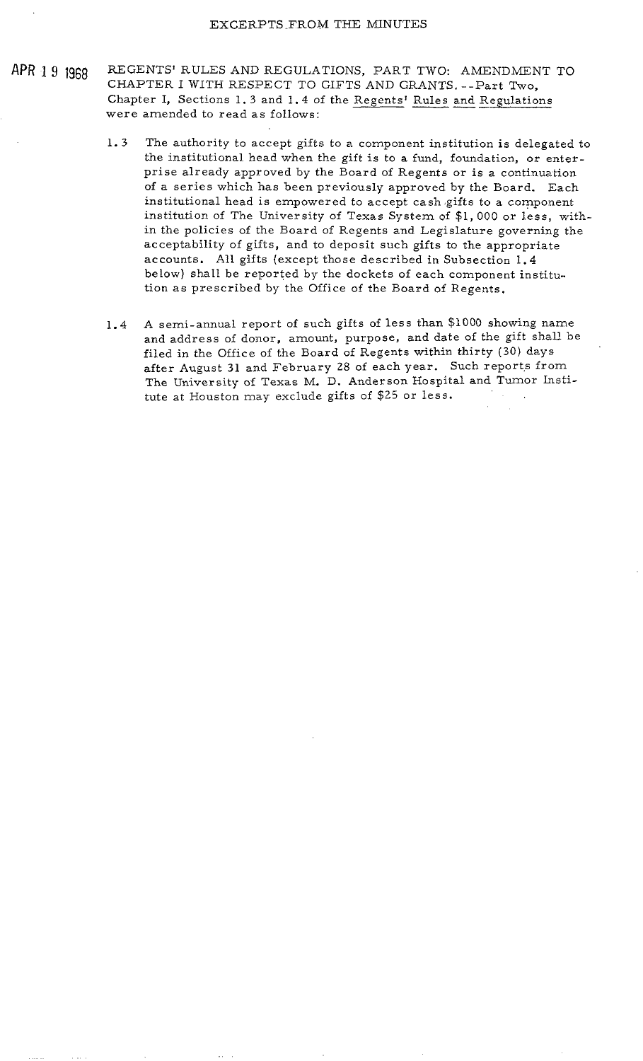EXCERPTS FROM THE MINUTES

APR 19 1968

REGENTS' RULES AND REGULATIONS, PART TWO: AMENDMENT TO CHAPTER I WITH RESPECT TO GIFTS AND GRANTS.--Part Two, Chapter I, Sections 1.3 and 1.4 of the Regents' Rules and Regulations were amended to read as follows:

1.3 The authority to accept gifts to a component institution is delegated to the institutional head when the gift is to a fund, foundation, or enterprise already approved by the Board of Regents or is a continuation of a series which has been previously approved by the Board. Each institutional head is empowered to accept cash gifts to a component institution of The University of Texas System of $1,000 or less, within the policies of the Board of Regents and Legislature governing the acceptability of gifts, and to deposit such gifts to the appropriate accounts. All gifts (except those described in Subsection 1.4 below) shall be reported by the dockets of each component institution as prescribed by the Office of the Board of Regents.

1.4 A semi-annual report of such gifts of less than $1000 showing name and address of donor, amount, purpose, and date of the gift shall be filed in the Office of the Board of Regents within thirty (30) days after August 31 and February 28 of each year. Such reports from The University of Texas M. D. Anderson Hospital and Tumor Institute at Houston may exclude gifts of $25 or less.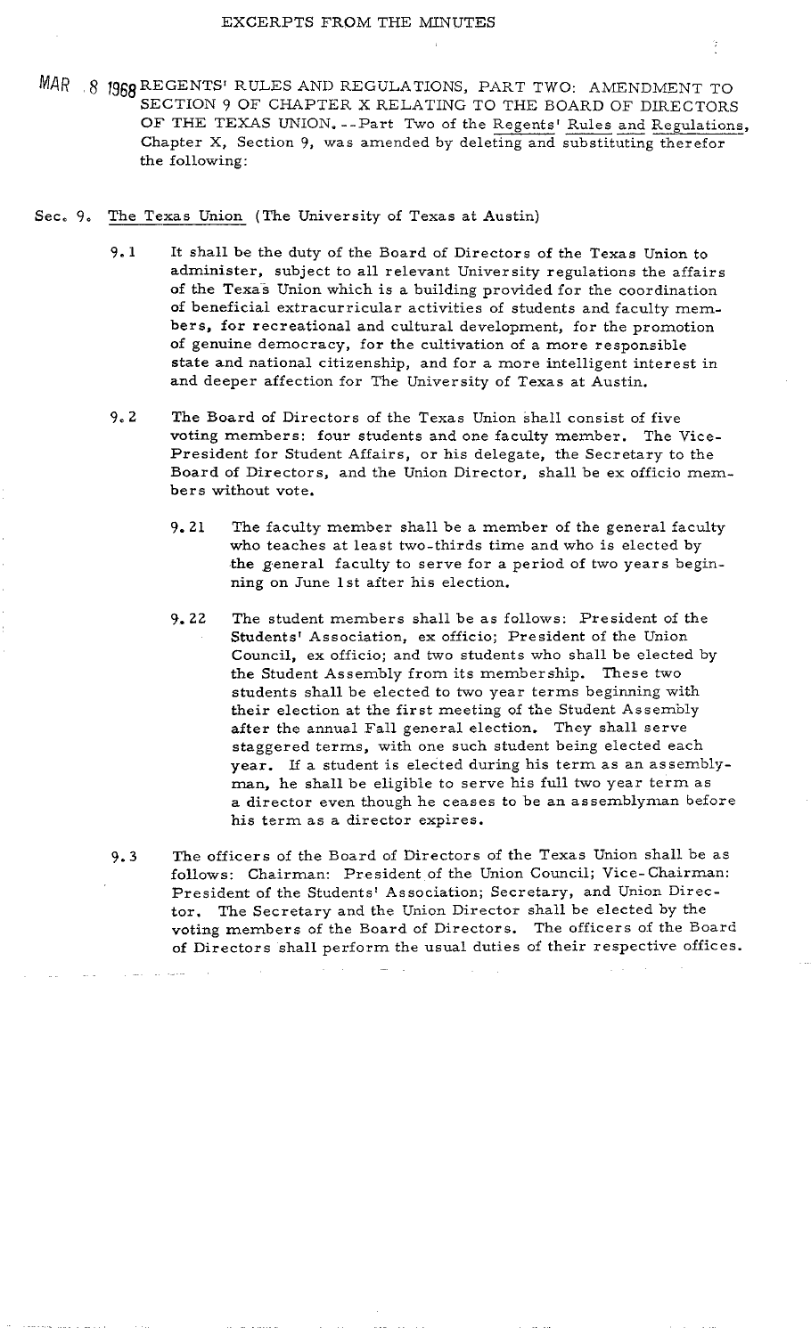EXCERPTS FROM THE MINUTES

MAR 8 1968 REGENTS' RULES AND REGULATIONS, PART TWO: AMENDMENT TO SECTION 9 OF CHAPTER X RELATING TO THE BOARD OF DIRECTORS OF THE TEXAS UNION.--Part Two of the Regents' Rules and Regulations, Chapter X, Section 9, was amended by deleting and substituting therefor the following:

Sec. 9. The Texas Union (The University of Texas at Austin)

9.1 It shall be the duty of the Board of Directors of the Texas Union to administer, subject to all relevant University regulations the affairs of the Texas Union which is a building provided for the coordination of beneficial extracurricular activities of students and faculty members, for recreational and cultural development, for the promotion of genuine democracy, for the cultivation of a more responsible state and national citizenship, and for a more intelligent interest in and deeper affection for The University of Texas at Austin.

9.2 The Board of Directors of the Texas Union shall consist of five voting members: four students and one faculty member. The Vice-President for Student Affairs, or his delegate, the Secretary to the Board of Directors, and the Union Director, shall be ex officio members without vote.

9.21 The faculty member shall be a member of the general faculty who teaches at least two-thirds time and who is elected by the general faculty to serve for a period of two years beginning on June 1st after his election.

9.22 The student members shall be as follows: President of the Students' Association, ex officio; President of the Union Council, ex officio; and two students who shall be elected by the Student Assembly from its membership. These two students shall be elected to two year terms beginning with their election at the first meeting of the Student Assembly after the annual Fall general election. They shall serve staggered terms, with one such student being elected each year. If a student is elected during his term as an assemblyman, he shall be eligible to serve his full two year term as a director even though he ceases to be an assemblyman before his term as a director expires.

9.3 The officers of the Board of Directors of the Texas Union shall be as follows: Chairman: President of the Union Council; Vice-Chairman: President of the Students' Association; Secretary, and Union Director. The Secretary and the Union Director shall be elected by the voting members of the Board of Directors. The officers of the Board of Directors shall perform the usual duties of their respective offices.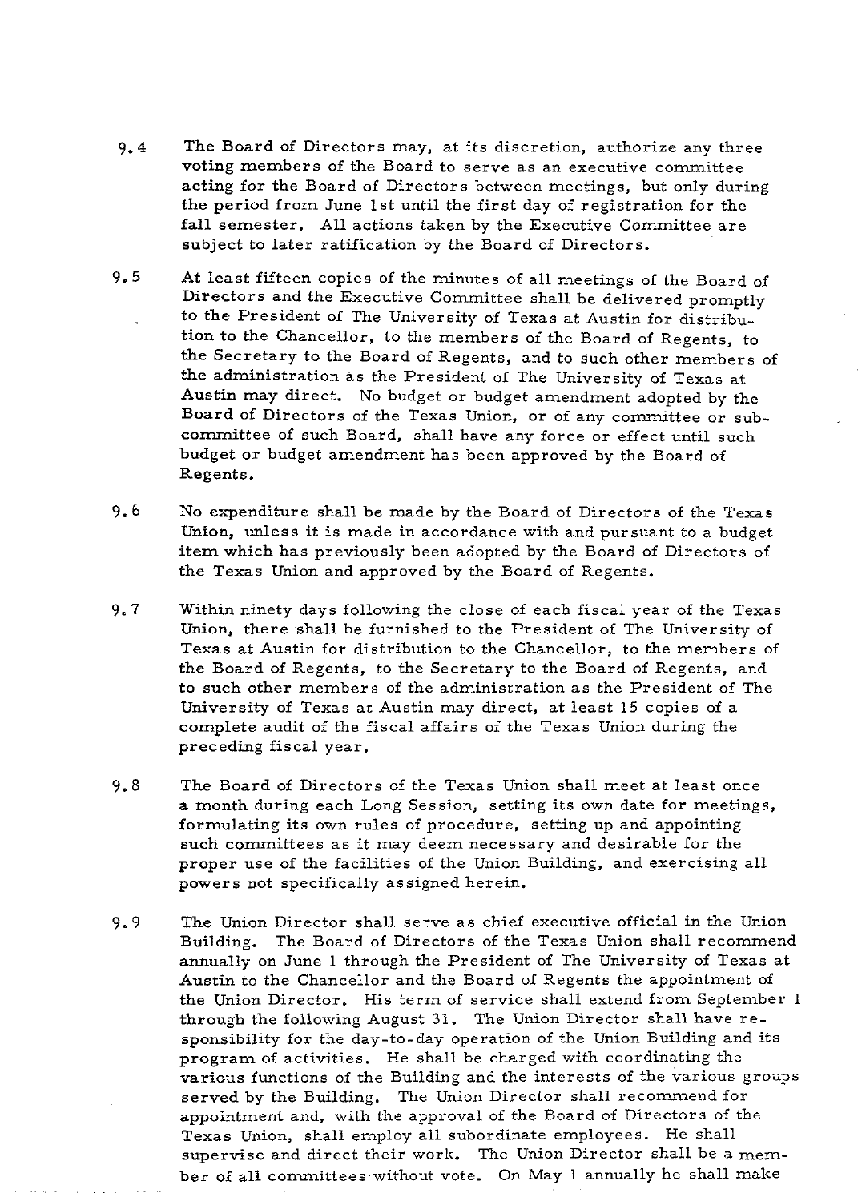9.4 The Board of Directors may, at its discretion, authorize any three voting members of the Board to serve as an executive committee acting for the Board of Directors between meetings, but only during the period from June 1st until the first day of registration for the fall semester. All actions taken by the Executive Committee are subject to later ratification by the Board of Directors.

9.5 At least fifteen copies of the minutes of all meetings of the Board of Directors and the Executive Committee shall be delivered promptly to the President of The University of Texas at Austin for distribution to the Chancellor, to the members of the Board of Regents, to the Secretary to the Board of Regents, and to such other members of the administration as the President of The University of Texas at Austin may direct. No budget or budget amendment adopted by the Board of Directors of the Texas Union, or of any committee or subcommittee of such Board, shall have any force or effect until such budget or budget amendment has been approved by the Board of Regents.

9.6 No expenditure shall be made by the Board of Directors of the Texas Union, unless it is made in accordance with and pursuant to a budget item which has previously been adopted by the Board of Directors of the Texas Union and approved by the Board of Regents.

9.7 Within ninety days following the close of each fiscal year of the Texas Union, there shall be furnished to the President of The University of Texas at Austin for distribution to the Chancellor, to the members of the Board of Regents, to the Secretary to the Board of Regents, and to such other members of the administration as the President of The University of Texas at Austin may direct, at least 15 copies of a complete audit of the fiscal affairs of the Texas Union during the preceding fiscal year.

9.8 The Board of Directors of the Texas Union shall meet at least once a month during each Long Session, setting its own date for meetings, formulating its own rules of procedure, setting up and appointing such committees as it may deem necessary and desirable for the proper use of the facilities of the Union Building, and exercising all powers not specifically assigned herein.

9.9 The Union Director shall serve as chief executive official in the Union Building. The Board of Directors of the Texas Union shall recommend annually on June 1 through the President of The University of Texas at Austin to the Chancellor and the Board of Regents the appointment of the Union Director. His term of service shall extend from September 1 through the following August 31. The Union Director shall have responsibility for the day-to-day operation of the Union Building and its program of activities. He shall be charged with coordinating the various functions of the Building and the interests of the various groups served by the Building. The Union Director shall recommend for appointment and, with the approval of the Board of Directors of the Texas Union, shall employ all subordinate employees. He shall supervise and direct their work. The Union Director shall be a member of all committees without vote. On May 1 annually he shall make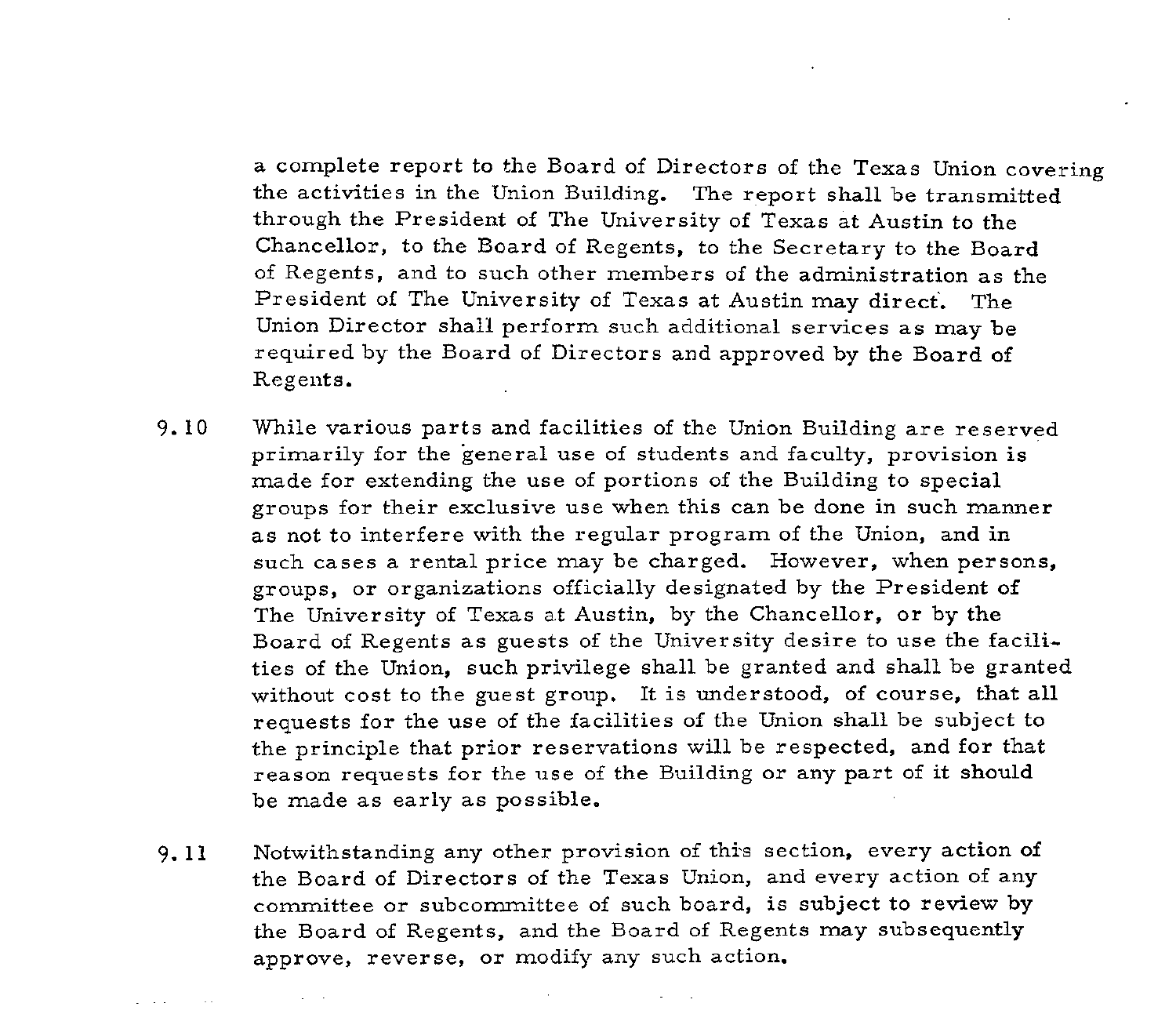a complete report to the Board of Directors of the Texas Union covering the activities in the Union Building. The report shall be transmitted through the President of The University of Texas at Austin to the Chancellor, to the Board of Regents, to the Secretary to the Board of Regents, and to such other members of the administration as the President of The University of Texas at Austin may direct. The Union Director shall perform such additional services as may be required by the Board of Directors and approved by the Board of Regents.

9.10 While various parts and facilities of the Union Building are reserved primarily for the general use of students and faculty, provision is made for extending the use of portions of the Building to special groups for their exclusive use when this can be done in such manner as not to interfere with the regular program of the Union, and in such cases a rental price may be charged. However, when persons, groups, or organizations officially designated by the President of The University of Texas at Austin, by the Chancellor, or by the Board of Regents as guests of the University desire to use the facilities of the Union, such privilege shall be granted and shall be granted without cost to the guest group. It is understood, of course, that all requests for the use of the facilities of the Union shall be subject to the principle that prior reservations will be respected, and for that reason requests for the use of the Building or any part of it should be made as early as possible.

9.11 Notwithstanding any other provision of this section, every action of the Board of Directors of the Texas Union, and every action of any committee or subcommittee of such board, is subject to review by the Board of Regents, and the Board of Regents may subsequently approve, reverse, or modify any such action.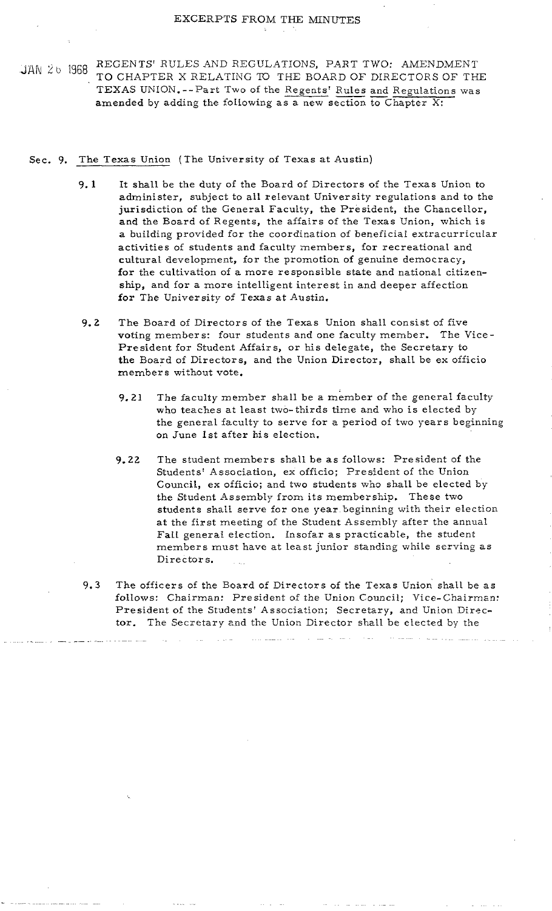EXCERPTS FROM THE MINUTES

JAN 26 1968 REGENTS' RULES AND REGULATIONS, PART TWO: AMENDMENT TO CHAPTER X RELATING TO THE BOARD OF DIRECTORS OF THE TEXAS UNION.--Part Two of the Regents' Rules and Regulations was amended by adding the following as a new section to Chapter X:

Sec. 9. The Texas Union (The University of Texas at Austin)

9.1 It shall be the duty of the Board of Directors of the Texas Union to administer, subject to all relevant University regulations and to the jurisdiction of the General Faculty, the President, the Chancellor, and the Board of Regents, the affairs of the Texas Union, which is a building provided for the coordination of beneficial extracurricular activities of students and faculty members, for recreational and cultural development, for the promotion of genuine democracy, for the cultivation of a more responsible state and national citizenship, and for a more intelligent interest in and deeper affection for The University of Texas at Austin.

9.2 The Board of Directors of the Texas Union shall consist of five voting members: four students and one faculty member. The Vice-President for Student Affairs, or his delegate, the Secretary to the Board of Directors, and the Union Director, shall be ex officio members without vote.

9.21 The faculty member shall be a member of the general faculty who teaches at least two-thirds time and who is elected by the general faculty to serve for a period of two years beginning on June 1st after his election.

9.22 The student members shall be as follows: President of the Students' Association, ex officio; President of the Union Council, ex officio; and two students who shall be elected by the Student Assembly from its membership. These two students shall serve for one year beginning with their election at the first meeting of the Student Assembly after the annual Fall general election. Insofar as practicable, the student members must have at least junior standing while serving as Directors.

9.3 The officers of the Board of Directors of the Texas Union shall be as follows: Chairman: President of the Union Council; Vice-Chairman: President of the Students' Association; Secretary, and Union Director. The Secretary and the Union Director shall be elected by the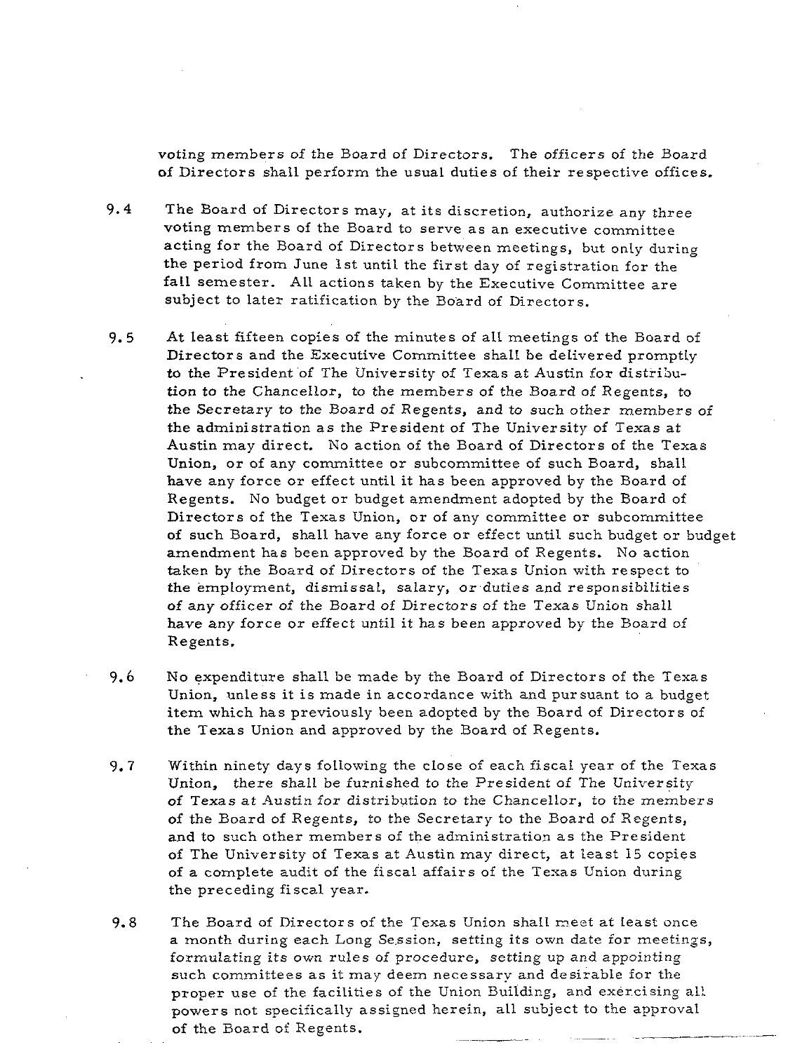voting members of the Board of Directors. The officers of the Board of Directors shall perform the usual duties of their respective offices.

9.4 The Board of Directors may, at its discretion, authorize any three voting members of the Board to serve as an executive committee acting for the Board of Directors between meetings, but only during the period from June 1st until the first day of registration for the fall semester. All actions taken by the Executive Committee are subject to later ratification by the Board of Directors.

9.5 At least fifteen copies of the minutes of all meetings of the Board of Directors and the Executive Committee shall be delivered promptly to the President of The University of Texas at Austin for distribution to the Chancellor, to the members of the Board of Regents, to the Secretary to the Board of Regents, and to such other members of the administration as the President of The University of Texas at Austin may direct. No action of the Board of Directors of the Texas Union, or of any committee or subcommittee of such Board, shall have any force or effect until it has been approved by the Board of Regents. No budget or budget amendment adopted by the Board of Directors of the Texas Union, or of any committee or subcommittee of such Board, shall have any force or effect until such budget or budget amendment has been approved by the Board of Regents. No action taken by the Board of Directors of the Texas Union with respect to the employment, dismissal, salary, or duties and responsibilities of any officer of the Board of Directors of the Texas Union shall have any force or effect until it has been approved by the Board of Regents.

9.6 No expenditure shall be made by the Board of Directors of the Texas Union, unless it is made in accordance with and pursuant to a budget item which has previously been adopted by the Board of Directors of the Texas Union and approved by the Board of Regents.

9.7 Within ninety days following the close of each fiscal year of the Texas Union, there shall be furnished to the President of The University of Texas at Austin for distribution to the Chancellor, to the members of the Board of Regents, to the Secretary to the Board of Regents, and to such other members of the administration as the President of The University of Texas at Austin may direct, at least 15 copies of a complete audit of the fiscal affairs of the Texas Union during the preceding fiscal year.

9.8 The Board of Directors of the Texas Union shall meet at least once a month during each Long Session, setting its own date for meetings, formulating its own rules of procedure, setting up and appointing such committees as it may deem necessary and desirable for the proper use of the facilities of the Union Building, and exercising all powers not specifically assigned herein, all subject to the approval of the Board of Regents.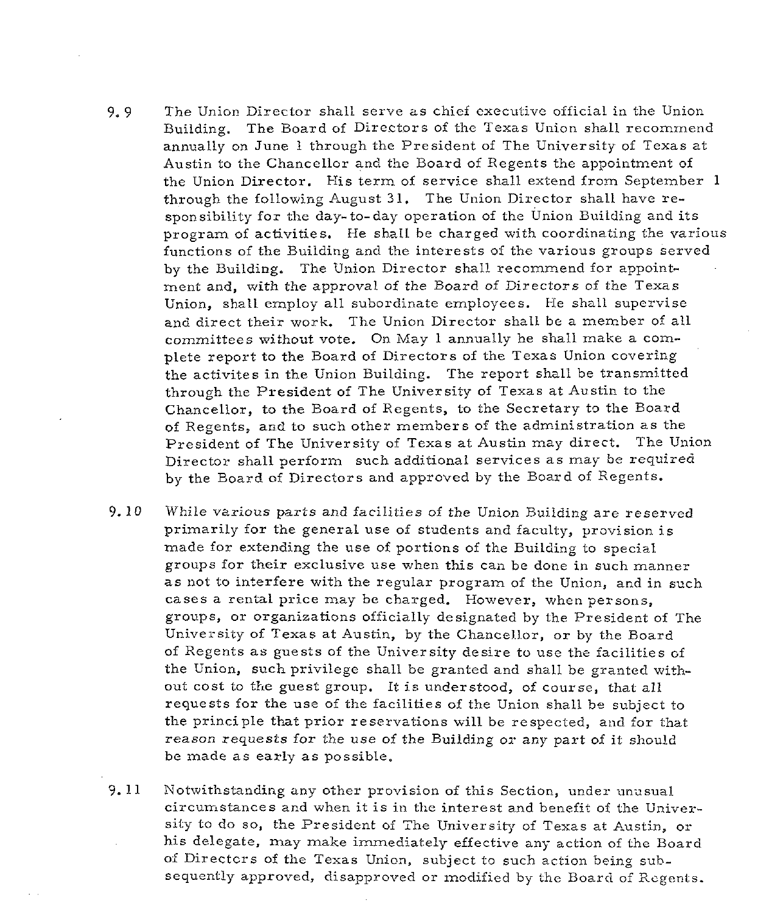9.9 The Union Director shall serve as chief executive official in the Union Building. The Board of Directors of the Texas Union shall recommend annually on June 1 through the President of The University of Texas at Austin to the Chancellor and the Board of Regents the appointment of the Union Director. His term of service shall extend from September 1 through the following August 31. The Union Director shall have responsibility for the day-to-day operation of the Union Building and its program of activities. He shall be charged with coordinating the various functions of the Building and the interests of the various groups served by the Building. The Union Director shall recommend for appointment and, with the approval of the Board of Directors of the Texas Union, shall employ all subordinate employees. He shall supervise and direct their work. The Union Director shall be a member of all committees without vote. On May 1 annually he shall make a complete report to the Board of Directors of the Texas Union covering the activites in the Union Building. The report shall be transmitted through the President of The University of Texas at Austin to the Chancellor, to the Board of Regents, to the Secretary to the Board of Regents, and to such other members of the administration as the President of The University of Texas at Austin may direct. The Union Director shall perform such additional services as may be required by the Board of Directors and approved by the Board of Regents.

9.10 While various parts and facilities of the Union Building are reserved primarily for the general use of students and faculty, provision is made for extending the use of portions of the Building to special groups for their exclusive use when this can be done in such manner as not to interfere with the regular program of the Union, and in such cases a rental price may be charged. However, when persons, groups, or organizations officially designated by the President of The University of Texas at Austin, by the Chancellor, or by the Board of Regents as guests of the University desire to use the facilities of the Union, such privilege shall be granted and shall be granted without cost to the guest group. It is understood, of course, that all requests for the use of the facilities of the Union shall be subject to the principle that prior reservations will be respected, and for that reason requests for the use of the Building or any part of it should be made as early as possible.

9.11 Notwithstanding any other provision of this Section, under unusual circumstances and when it is in the interest and benefit of the University to do so, the President of The University of Texas at Austin, or his delegate, may make immediately effective any action of the Board of Directors of the Texas Union, subject to such action being subsequently approved, disapproved or modified by the Board of Regents.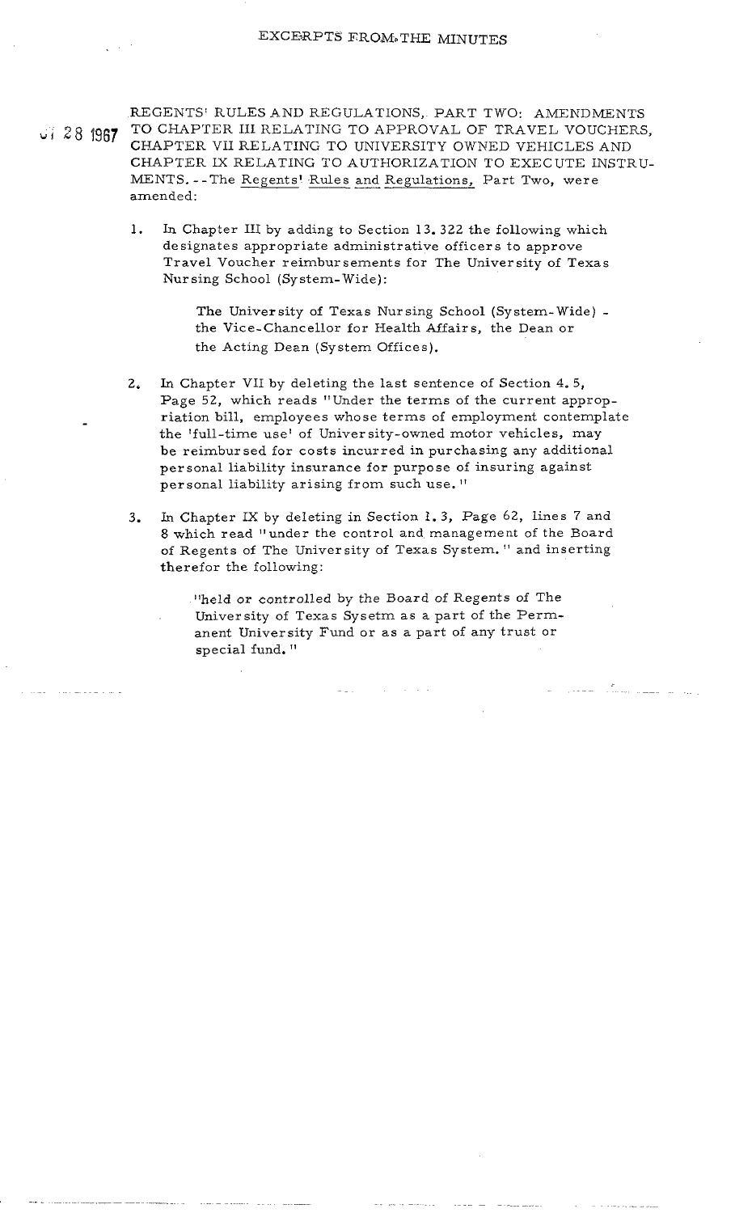EXCERPTS FROM THE MINUTES

Jul 28 1967

REGENTS' RULES AND REGULATIONS, PART TWO: AMENDMENTS TO CHAPTER III RELATING TO APPROVAL OF TRAVEL VOUCHERS, CHAPTER VII RELATING TO UNIVERSITY OWNED VEHICLES AND CHAPTER IX RELATING TO AUTHORIZATION TO EXECUTE INSTRUMENTS.--The Regents' Rules and Regulations, Part Two, were amended:

1. In Chapter III by adding to Section 13.322 the following which designates appropriate administrative officers to approve Travel Voucher reimbursements for The University of Texas Nursing School (System-Wide):

   The University of Texas Nursing School (System-Wide) - the Vice-Chancellor for Health Affairs, the Dean or the Acting Dean (System Offices).

2. In Chapter VII by deleting the last sentence of Section 4.5, Page 52, which reads "Under the terms of the current appropriation bill, employees whose terms of employment contemplate the 'full-time use' of University-owned motor vehicles, may be reimbursed for costs incurred in purchasing any additional personal liability insurance for purpose of insuring against personal liability arising from such use."

3. In Chapter IX by deleting in Section 1.3, Page 62, lines 7 and 8 which read "under the control and management of the Board of Regents of The University of Texas System." and inserting therefor the following:

   "held or controlled by the Board of Regents of The University of Texas Sysetm as a part of the Permanent University Fund or as a part of any trust or special fund."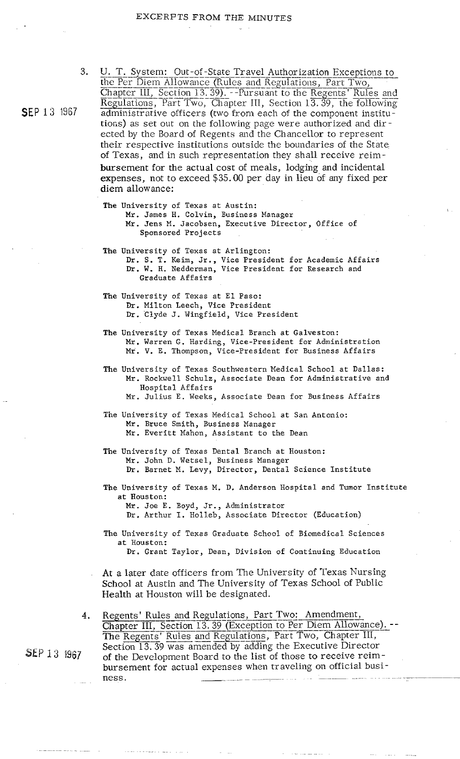EXCERPTS FROM THE MINUTES

SEP 13 1967

3. U. T. System: Out-of-State Travel Authorization Exceptions to the Per Diem Allowance (Rules and Regulations, Part Two, Chapter III, Section 13.39). --Pursuant to the Regents' Rules and Regulations, Part Two, Chapter III, Section 13.39, the following administrative officers (two from each of the component institutions) as set out on the following page were authorized and directed by the Board of Regents and the Chancellor to represent their respective institutions outside the boundaries of the State of Texas, and in such representation they shall receive reimbursement for the actual cost of meals, lodging and incidental expenses, not to exceed $35.00 per day in lieu of any fixed per diem allowance:

The University of Texas at Austin:
- Mr. James H. Colvin, Business Manager
- Mr. Jens M. Jacobsen, Executive Director, Office of Sponsored Projects

The University of Texas at Arlington:
- Dr. S. T. Keim, Jr., Vice President for Academic Affairs
- Dr. W. H. Nedderman, Vice President for Research and Graduate Affairs

The University of Texas at El Paso:
- Dr. Milton Leech, Vice President
- Dr. Clyde J. Wingfield, Vice President

The University of Texas Medical Branch at Galveston:
- Mr. Warren G. Harding, Vice-President for Administration
- Mr. V. E. Thompson, Vice-President for Business Affairs

The University of Texas Southwestern Medical School at Dallas:
- Mr. Rockwell Schulz, Associate Dean for Administrative and Hospital Affairs
- Mr. Julius E. Weeks, Associate Dean for Business Affairs

The University of Texas Medical School at San Antonio:
- Mr. Bruce Smith, Business Manager
- Mr. Everitt Mahon, Assistant to the Dean

The University of Texas Dental Branch at Houston:
- Mr. John D. Wetsel, Business Manager
- Dr. Barnet M. Levy, Director, Dental Science Institute

The University of Texas M. D. Anderson Hospital and Tumor Institute at Houston:
- Mr. Joe E. Boyd, Jr., Administrator
- Dr. Arthur I. Holleb, Associate Director (Education)

The University of Texas Graduate School of Biomedical Sciences at Houston:
- Dr. Grant Taylor, Dean, Division of Continuing Education

At a later date officers from The University of Texas Nursing School at Austin and The University of Texas School of Public Health at Houston will be designated.

SEP 13 1967

4. Regents' Rules and Regulations, Part Two: Amendment, Chapter III, Section 13.39 (Exception to Per Diem Allowance). --The Regents' Rules and Regulations, Part Two, Chapter III, Section 13.39 was amended by adding the Executive Director of the Development Board to the list of those to receive reimbursement for actual expenses when traveling on official business.